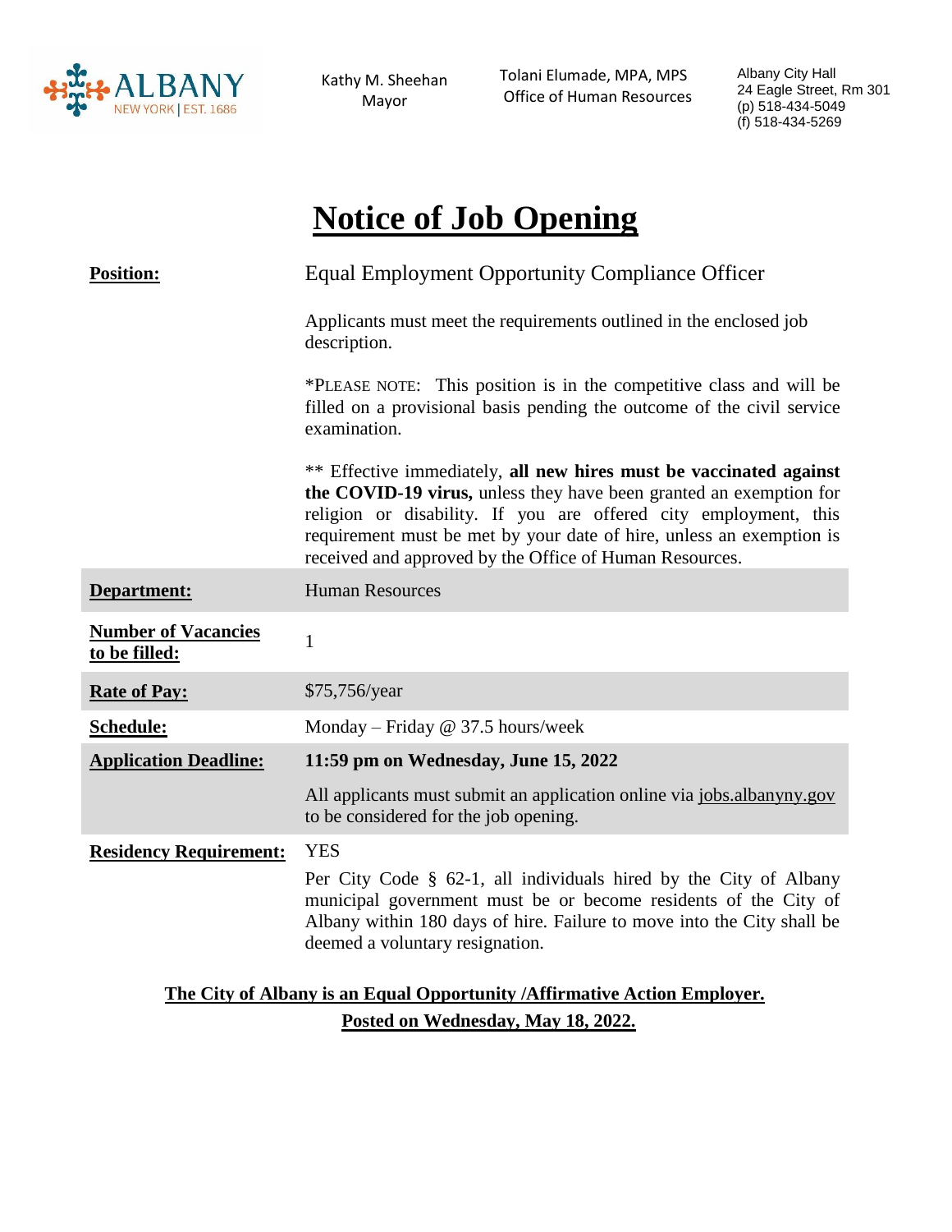ALBANY NEW YORK | EST. 1686

Kathy M. Sheehan
Mayor

Tolani Elumade, MPA, MPS
Office of Human Resources

Albany City Hall
24 Eagle Street, Rm 301
(p) 518-434-5049
(f) 518-434-5269

# Notice of Job Opening

| | |
|---|---|
| **Position:** | Equal Employment Opportunity Compliance Officer<br><br>Applicants must meet the requirements outlined in the enclosed job description.<br><br>*PLEASE NOTE: This position is in the competitive class and will be filled on a provisional basis pending the outcome of the civil service examination.<br><br>** Effective immediately, **all new hires must be vaccinated against the COVID-19 virus,** unless they have been granted an exemption for religion or disability. If you are offered city employment, this requirement must be met by your date of hire, unless an exemption is received and approved by the Office of Human Resources. |
| **Department:** | Human Resources |
| **Number of Vacancies to be filled:** | 1 |
| **Rate of Pay:** | $75,756/year |
| **Schedule:** | Monday – Friday @ 37.5 hours/week |
| **Application Deadline:** | **11:59 pm on Wednesday, June 15, 2022**<br><br>All applicants must submit an application online via jobs.albanyny.gov to be considered for the job opening. |
| **Residency Requirement:** | YES<br><br>Per City Code § 62-1, all individuals hired by the City of Albany municipal government must be or become residents of the City of Albany within 180 days of hire. Failure to move into the City shall be deemed a voluntary resignation. |

**The City of Albany is an Equal Opportunity /Affirmative Action Employer.**

**Posted on Wednesday, May 18, 2022.**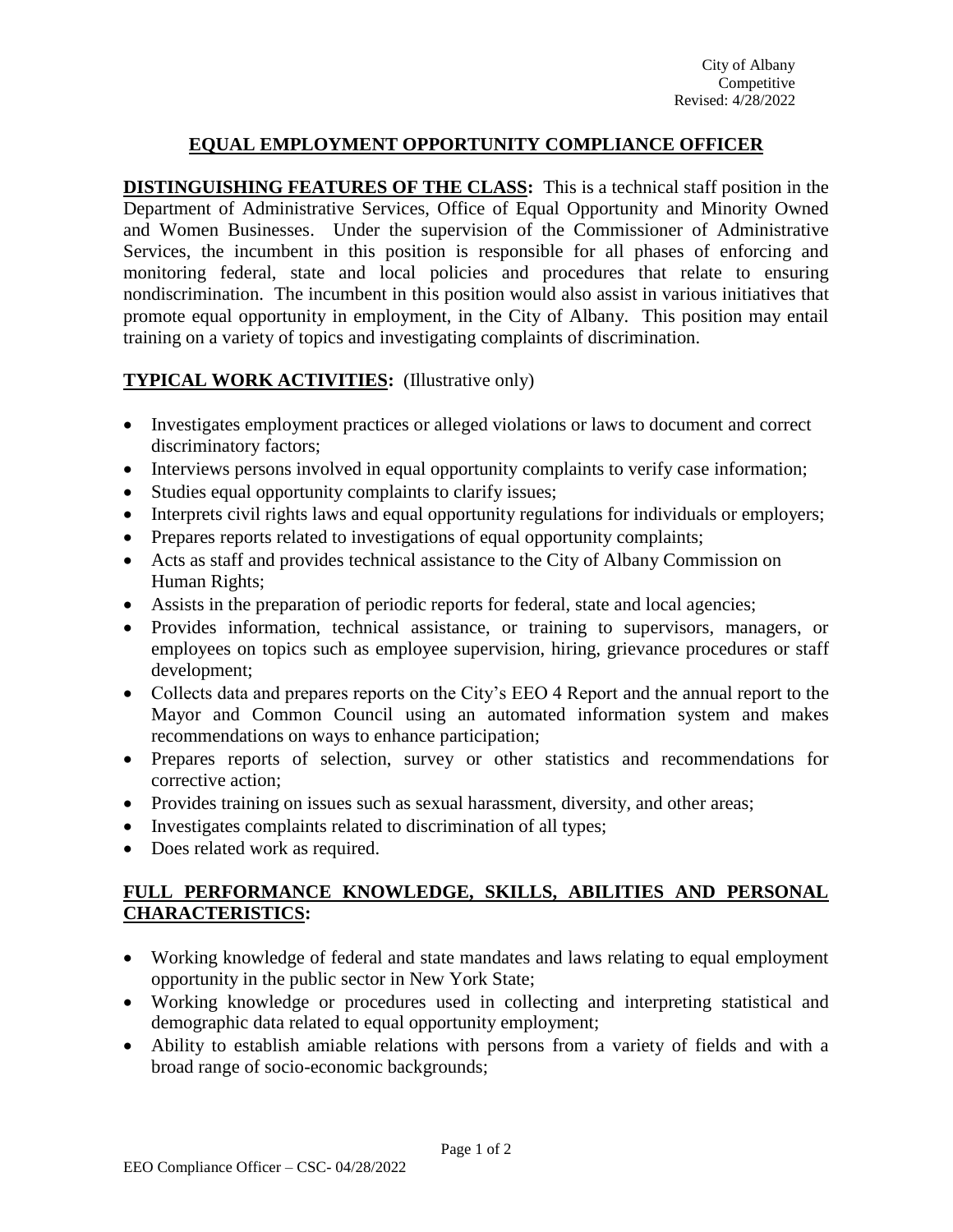City of Albany
Competitive
Revised: 4/28/2022

# EQUAL EMPLOYMENT OPPORTUNITY COMPLIANCE OFFICER

**DISTINGUISHING FEATURES OF THE CLASS:** This is a technical staff position in the Department of Administrative Services, Office of Equal Opportunity and Minority Owned and Women Businesses. Under the supervision of the Commissioner of Administrative Services, the incumbent in this position is responsible for all phases of enforcing and monitoring federal, state and local policies and procedures that relate to ensuring nondiscrimination. The incumbent in this position would also assist in various initiatives that promote equal opportunity in employment, in the City of Albany. This position may entail training on a variety of topics and investigating complaints of discrimination.

**TYPICAL WORK ACTIVITIES:** (Illustrative only)

- Investigates employment practices or alleged violations or laws to document and correct discriminatory factors;
- Interviews persons involved in equal opportunity complaints to verify case information;
- Studies equal opportunity complaints to clarify issues;
- Interprets civil rights laws and equal opportunity regulations for individuals or employers;
- Prepares reports related to investigations of equal opportunity complaints;
- Acts as staff and provides technical assistance to the City of Albany Commission on Human Rights;
- Assists in the preparation of periodic reports for federal, state and local agencies;
- Provides information, technical assistance, or training to supervisors, managers, or employees on topics such as employee supervision, hiring, grievance procedures or staff development;
- Collects data and prepares reports on the City's EEO 4 Report and the annual report to the Mayor and Common Council using an automated information system and makes recommendations on ways to enhance participation;
- Prepares reports of selection, survey or other statistics and recommendations for corrective action;
- Provides training on issues such as sexual harassment, diversity, and other areas;
- Investigates complaints related to discrimination of all types;
- Does related work as required.

**FULL PERFORMANCE KNOWLEDGE, SKILLS, ABILITIES AND PERSONAL CHARACTERISTICS:**

- Working knowledge of federal and state mandates and laws relating to equal employment opportunity in the public sector in New York State;
- Working knowledge or procedures used in collecting and interpreting statistical and demographic data related to equal opportunity employment;
- Ability to establish amiable relations with persons from a variety of fields and with a broad range of socio-economic backgrounds;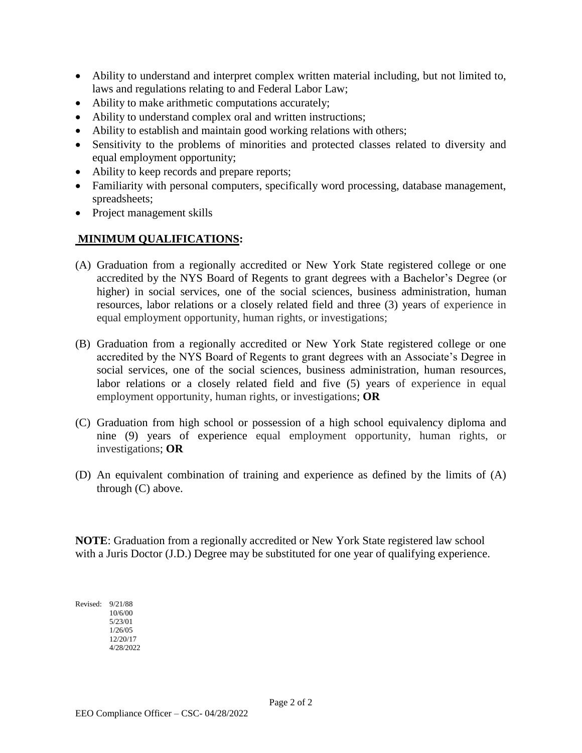- Ability to understand and interpret complex written material including, but not limited to, laws and regulations relating to and Federal Labor Law;
- Ability to make arithmetic computations accurately;
- Ability to understand complex oral and written instructions;
- Ability to establish and maintain good working relations with others;
- Sensitivity to the problems of minorities and protected classes related to diversity and equal employment opportunity;
- Ability to keep records and prepare reports;
- Familiarity with personal computers, specifically word processing, database management, spreadsheets;
- Project management skills

## MINIMUM QUALIFICATIONS:

(A) Graduation from a regionally accredited or New York State registered college or one accredited by the NYS Board of Regents to grant degrees with a Bachelor's Degree (or higher) in social services, one of the social sciences, business administration, human resources, labor relations or a closely related field and three (3) years of experience in equal employment opportunity, human rights, or investigations;

(B) Graduation from a regionally accredited or New York State registered college or one accredited by the NYS Board of Regents to grant degrees with an Associate's Degree in social services, one of the social sciences, business administration, human resources, labor relations or a closely related field and five (5) years of experience in equal employment opportunity, human rights, or investigations; **OR**

(C) Graduation from high school or possession of a high school equivalency diploma and nine (9) years of experience equal employment opportunity, human rights, or investigations; **OR**

(D) An equivalent combination of training and experience as defined by the limits of (A) through (C) above.

**NOTE**: Graduation from a regionally accredited or New York State registered law school with a Juris Doctor (J.D.) Degree may be substituted for one year of qualifying experience.

Revised: 9/21/88
10/6/00
5/23/01
1/26/05
12/20/17
4/28/2022

EEO Compliance Officer – CSC- 04/28/2022